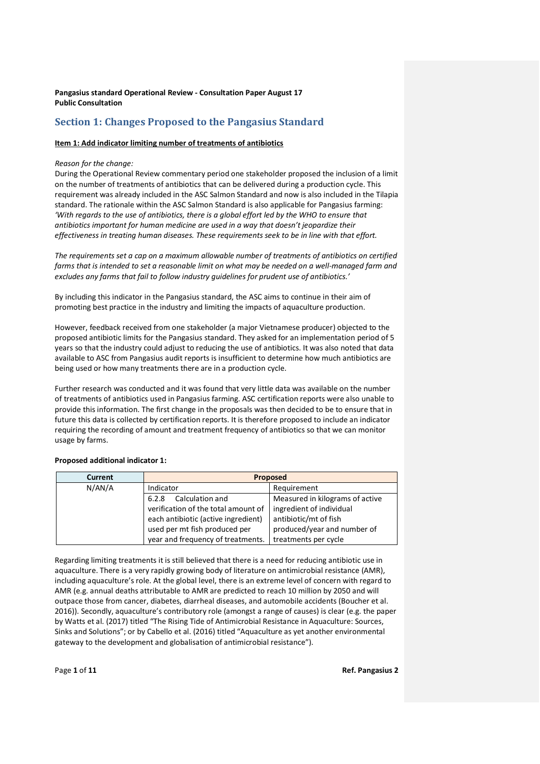**Pangasius standard Operational Review - Consultation Paper August 17**
**Public Consultation**

# Section 1: Changes Proposed to the Pangasius Standard

**Item 1: Add indicator limiting number of treatments of antibiotics**

*Reason for the change:*

During the Operational Review commentary period one stakeholder proposed the inclusion of a limit on the number of treatments of antibiotics that can be delivered during a production cycle. This requirement was already included in the ASC Salmon Standard and now is also included in the Tilapia standard. The rationale within the ASC Salmon Standard is also applicable for Pangasius farming: *'With regards to the use of antibiotics, there is a global effort led by the WHO to ensure that antibiotics important for human medicine are used in a way that doesn't jeopardize their effectiveness in treating human diseases. These requirements seek to be in line with that effort.*

*The requirements set a cap on a maximum allowable number of treatments of antibiotics on certified farms that is intended to set a reasonable limit on what may be needed on a well-managed farm and excludes any farms that fail to follow industry guidelines for prudent use of antibiotics.'*

By including this indicator in the Pangasius standard, the ASC aims to continue in their aim of promoting best practice in the industry and limiting the impacts of aquaculture production.

However, feedback received from one stakeholder (a major Vietnamese producer) objected to the proposed antibiotic limits for the Pangasius standard. They asked for an implementation period of 5 years so that the industry could adjust to reducing the use of antibiotics. It was also noted that data available to ASC from Pangasius audit reports is insufficient to determine how much antibiotics are being used or how many treatments there are in a production cycle.

Further research was conducted and it was found that very little data was available on the number of treatments of antibiotics used in Pangasius farming. ASC certification reports were also unable to provide this information. The first change in the proposals was then decided to be to ensure that in future this data is collected by certification reports. It is therefore proposed to include an indicator requiring the recording of amount and treatment frequency of antibiotics so that we can monitor usage by farms.

**Proposed additional indicator 1:**

| Current | Proposed | |
|---|---|---|
| N/AN/A | Indicator | Requirement |
| | 6.2.8 Calculation and verification of the total amount of each antibiotic (active ingredient) used per mt fish produced per year and frequency of treatments. | Measured in kilograms of active ingredient of individual antibiotic/mt of fish produced/year and number of treatments per cycle |

Regarding limiting treatments it is still believed that there is a need for reducing antibiotic use in aquaculture. There is a very rapidly growing body of literature on antimicrobial resistance (AMR), including aquaculture's role. At the global level, there is an extreme level of concern with regard to AMR (e.g. annual deaths attributable to AMR are predicted to reach 10 million by 2050 and will outpace those from cancer, diabetes, diarrheal diseases, and automobile accidents (Boucher et al. 2016)). Secondly, aquaculture's contributory role (amongst a range of causes) is clear (e.g. the paper by Watts et al. (2017) titled "The Rising Tide of Antimicrobial Resistance in Aquaculture: Sources, Sinks and Solutions"; or by Cabello et al. (2016) titled "Aquaculture as yet another environmental gateway to the development and globalisation of antimicrobial resistance").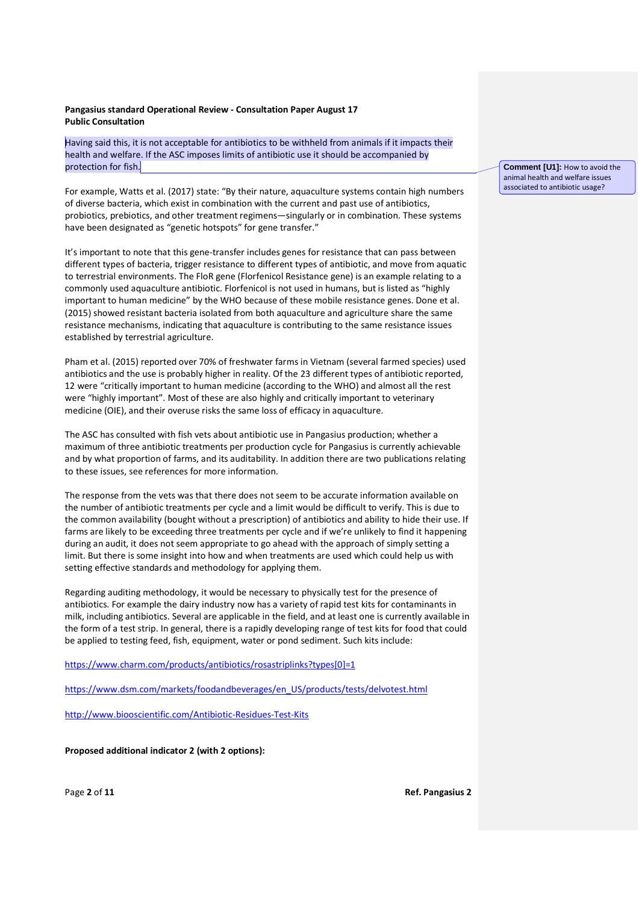**Pangasius standard Operational Review - Consultation Paper August 17**
**Public Consultation**

Having said this, it is not acceptable for antibiotics to be withheld from animals if it impacts their health and welfare. If the ASC imposes limits of antibiotic use it should be accompanied by protection for fish.

> **Comment [U1]:** How to avoid the animal health and welfare issues associated to antibiotic usage?

For example, Watts et al. (2017) state: "By their nature, aquaculture systems contain high numbers of diverse bacteria, which exist in combination with the current and past use of antibiotics, probiotics, prebiotics, and other treatment regimens—singularly or in combination. These systems have been designated as "genetic hotspots" for gene transfer."

It's important to note that this gene-transfer includes genes for resistance that can pass between different types of bacteria, trigger resistance to different types of antibiotic, and move from aquatic to terrestrial environments. The FloR gene (Florfenicol Resistance gene) is an example relating to a commonly used aquaculture antibiotic. Florfenicol is not used in humans, but is listed as "highly important to human medicine" by the WHO because of these mobile resistance genes. Done et al. (2015) showed resistant bacteria isolated from both aquaculture and agriculture share the same resistance mechanisms, indicating that aquaculture is contributing to the same resistance issues established by terrestrial agriculture.

Pham et al. (2015) reported over 70% of freshwater farms in Vietnam (several farmed species) used antibiotics and the use is probably higher in reality. Of the 23 different types of antibiotic reported, 12 were "critically important to human medicine (according to the WHO) and almost all the rest were "highly important". Most of these are also highly and critically important to veterinary medicine (OIE), and their overuse risks the same loss of efficacy in aquaculture.

The ASC has consulted with fish vets about antibiotic use in Pangasius production; whether a maximum of three antibiotic treatments per production cycle for Pangasius is currently achievable and by what proportion of farms, and its auditability. In addition there are two publications relating to these issues, see references for more information.

The response from the vets was that there does not seem to be accurate information available on the number of antibiotic treatments per cycle and a limit would be difficult to verify. This is due to the common availability (bought without a prescription) of antibiotics and ability to hide their use. If farms are likely to be exceeding three treatments per cycle and if we're unlikely to find it happening during an audit, it does not seem appropriate to go ahead with the approach of simply setting a limit. But there is some insight into how and when treatments are used which could help us with setting effective standards and methodology for applying them.

Regarding auditing methodology, it would be necessary to physically test for the presence of antibiotics. For example the dairy industry now has a variety of rapid test kits for contaminants in milk, including antibiotics. Several are applicable in the field, and at least one is currently available in the form of a test strip. In general, there is a rapidly developing range of test kits for food that could be applied to testing feed, fish, equipment, water or pond sediment. Such kits include:

https://www.charm.com/products/antibiotics/rosastriplinks?types[0]=1

https://www.dsm.com/markets/foodandbeverages/en_US/products/tests/delvotest.html

http://www.bioscientific.com/Antibiotic-Residues-Test-Kits

**Proposed additional indicator 2 (with 2 options):**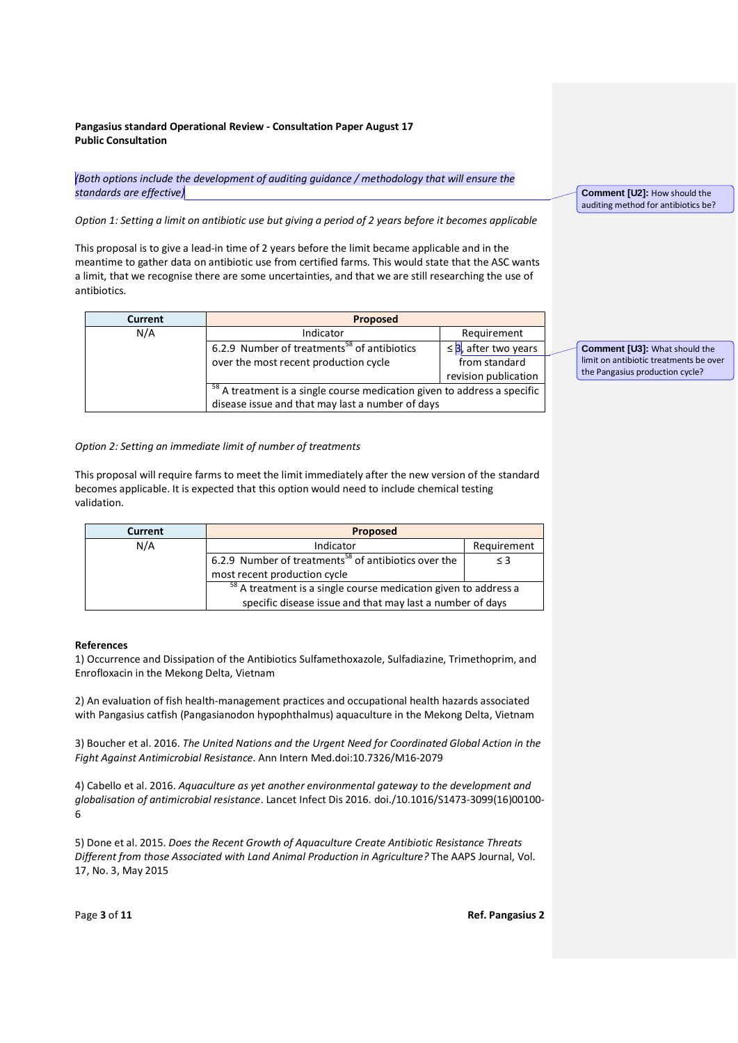**Pangasius standard Operational Review - Consultation Paper August 17**
**Public Consultation**

*(Both options include the development of auditing guidance / methodology that will ensure the standards are effective)*

Comment [U2]: How should the auditing method for antibiotics be?

*Option 1: Setting a limit on antibiotic use but giving a period of 2 years before it becomes applicable*

This proposal is to give a lead-in time of 2 years before the limit became applicable and in the meantime to gather data on antibiotic use from certified farms. This would state that the ASC wants a limit, that we recognise there are some uncertainties, and that we are still researching the use of antibiotics.

| Current | Proposed | |
|---|---|---|
| N/A | Indicator | Requirement |
| | 6.2.9 Number of treatments[58] of antibiotics over the most recent production cycle | ≤ 3, after two years from standard revision publication |
| | [58] A treatment is a single course medication given to address a specific disease issue and that may last a number of days | |

Comment [U3]: What should the limit on antibiotic treatments be over the Pangasius production cycle?

*Option 2: Setting an immediate limit of number of treatments*

This proposal will require farms to meet the limit immediately after the new version of the standard becomes applicable. It is expected that this option would need to include chemical testing validation.

| Current | Proposed | |
|---|---|---|
| N/A | Indicator | Requirement |
| | 6.2.9 Number of treatments[58] of antibiotics over the most recent production cycle | ≤ 3 |
| | [58] A treatment is a single course medication given to address a specific disease issue and that may last a number of days | |

**References**

1) Occurrence and Dissipation of the Antibiotics Sulfamethoxazole, Sulfadiazine, Trimethoprim, and Enrofloxacin in the Mekong Delta, Vietnam

2) An evaluation of fish health-management practices and occupational health hazards associated with Pangasius catfish (Pangasianodon hypophthalmus) aquaculture in the Mekong Delta, Vietnam

3) Boucher et al. 2016. *The United Nations and the Urgent Need for Coordinated Global Action in the Fight Against Antimicrobial Resistance.* Ann Intern Med.doi:10.7326/M16-2079

4) Cabello et al. 2016. *Aquaculture as yet another environmental gateway to the development and globalisation of antimicrobial resistance*. Lancet Infect Dis 2016. doi./10.1016/S1473-3099(16)00100-6

5) Done et al. 2015. *Does the Recent Growth of Aquaculture Create Antibiotic Resistance Threats Different from those Associated with Land Animal Production in Agriculture?* The AAPS Journal, Vol. 17, No. 3, May 2015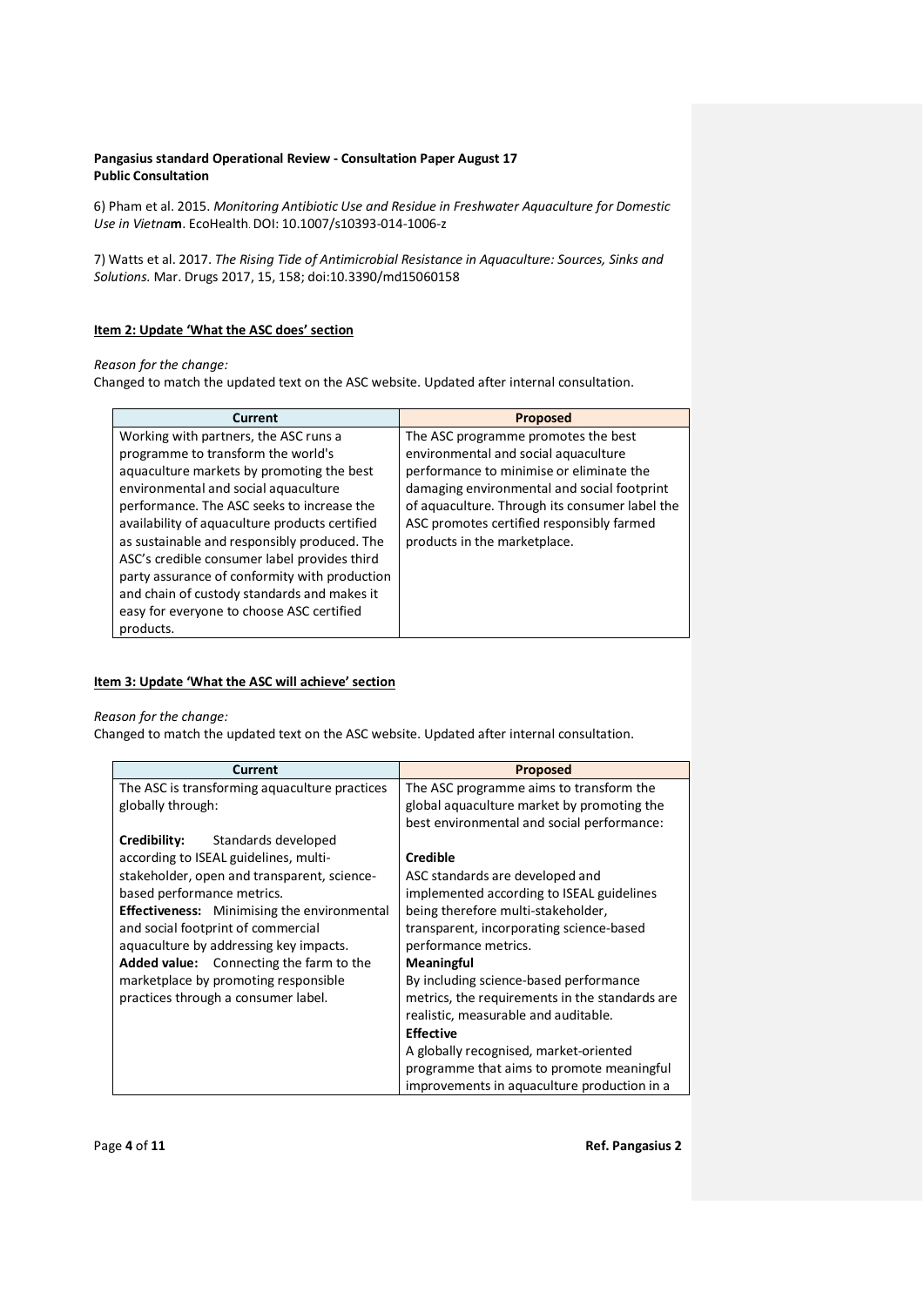**Pangasius standard Operational Review - Consultation Paper August 17**
**Public Consultation**

6) Pham et al. 2015. *Monitoring Antibiotic Use and Residue in Freshwater Aquaculture for Domestic Use in Vietnam*. EcoHealth. DOI: 10.1007/s10393-014-1006-z

7) Watts et al. 2017. *The Rising Tide of Antimicrobial Resistance in Aquaculture: Sources, Sinks and Solutions.* Mar. Drugs 2017, 15, 158; doi:10.3390/md15060158

**Item 2: Update 'What the ASC does' section**

*Reason for the change:*
Changed to match the updated text on the ASC website. Updated after internal consultation.

| Current | Proposed |
|---|---|
| Working with partners, the ASC runs a programme to transform the world's aquaculture markets by promoting the best environmental and social aquaculture performance. The ASC seeks to increase the availability of aquaculture products certified as sustainable and responsibly produced. The ASC's credible consumer label provides third party assurance of conformity with production and chain of custody standards and makes it easy for everyone to choose ASC certified products. | The ASC programme promotes the best environmental and social aquaculture performance to minimise or eliminate the damaging environmental and social footprint of aquaculture. Through its consumer label the ASC promotes certified responsibly farmed products in the marketplace. |

**Item 3: Update 'What the ASC will achieve' section**

*Reason for the change:*
Changed to match the updated text on the ASC website. Updated after internal consultation.

| Current | Proposed |
|---|---|
| The ASC is transforming aquaculture practices globally through:<br><br>**Credibility:** Standards developed according to ISEAL guidelines, multi-stakeholder, open and transparent, science-based performance metrics.<br>**Effectiveness:** Minimising the environmental and social footprint of commercial aquaculture by addressing key impacts.<br>**Added value:** Connecting the farm to the marketplace by promoting responsible practices through a consumer label. | The ASC programme aims to transform the global aquaculture market by promoting the best environmental and social performance:<br><br>**Credible**<br>ASC standards are developed and implemented according to ISEAL guidelines being therefore multi-stakeholder, transparent, incorporating science-based performance metrics.<br>**Meaningful**<br>By including science-based performance metrics, the requirements in the standards are realistic, measurable and auditable.<br>**Effective**<br>A globally recognised, market-oriented programme that aims to promote meaningful improvements in aquaculture production in a |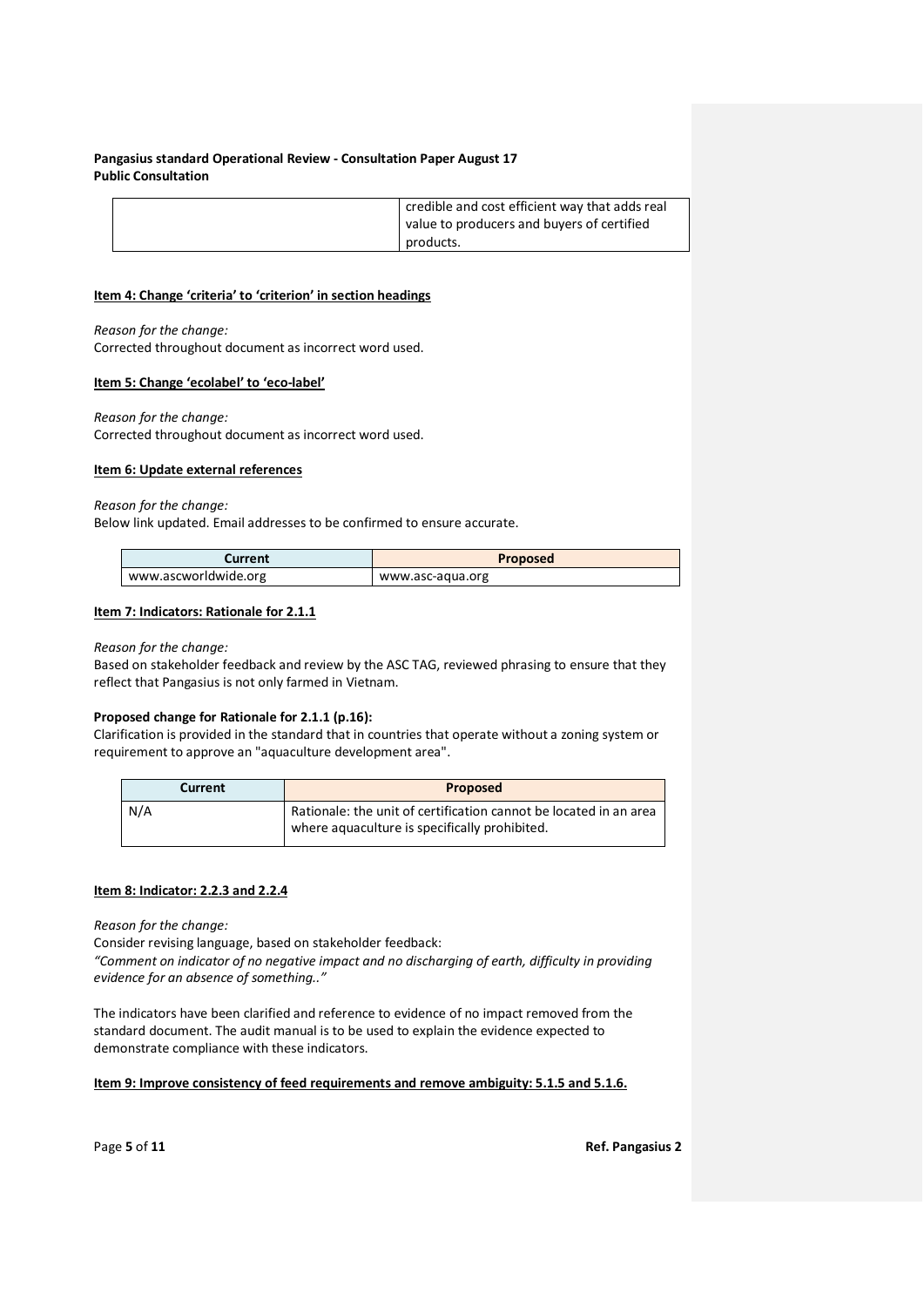| | credible and cost efficient way that adds real value to producers and buyers of certified products. |
|---|---|

**Item 4: Change 'criteria' to 'criterion' in section headings**

*Reason for the change:*
Corrected throughout document as incorrect word used.

**Item 5: Change 'ecolabel' to 'eco-label'**

*Reason for the change:*
Corrected throughout document as incorrect word used.

**Item 6: Update external references**

*Reason for the change:*
Below link updated. Email addresses to be confirmed to ensure accurate.

| Current | Proposed |
|---|---|
| www.ascworldwide.org | www.asc-aqua.org |

**Item 7: Indicators: Rationale for 2.1.1**

*Reason for the change:*
Based on stakeholder feedback and review by the ASC TAG, reviewed phrasing to ensure that they reflect that Pangasius is not only farmed in Vietnam.

**Proposed change for Rationale for 2.1.1 (p.16):**
Clarification is provided in the standard that in countries that operate without a zoning system or requirement to approve an "aquaculture development area".

| Current | Proposed |
|---|---|
| N/A | Rationale: the unit of certification cannot be located in an area where aquaculture is specifically prohibited. |

**Item 8: Indicator: 2.2.3 and 2.2.4**

*Reason for the change:*
Consider revising language, based on stakeholder feedback:
*"Comment on indicator of no negative impact and no discharging of earth, difficulty in providing evidence for an absence of something.."*

The indicators have been clarified and reference to evidence of no impact removed from the standard document. The audit manual is to be used to explain the evidence expected to demonstrate compliance with these indicators.

**Item 9: Improve consistency of feed requirements and remove ambiguity: 5.1.5 and 5.1.6.**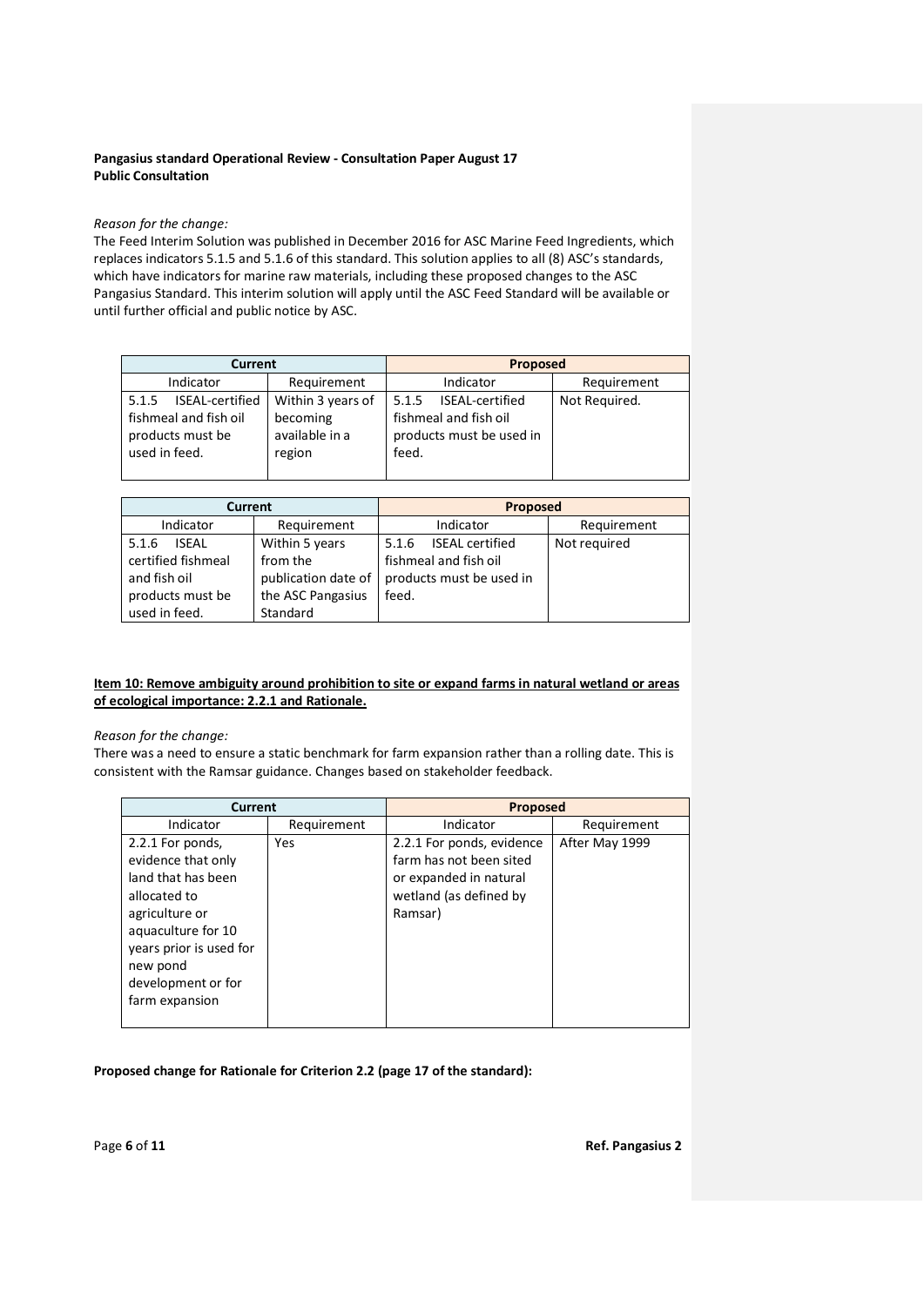**Pangasius standard Operational Review - Consultation Paper August 17**
**Public Consultation**

*Reason for the change:*
The Feed Interim Solution was published in December 2016 for ASC Marine Feed Ingredients, which replaces indicators 5.1.5 and 5.1.6 of this standard. This solution applies to all (8) ASC's standards, which have indicators for marine raw materials, including these proposed changes to the ASC Pangasius Standard. This interim solution will apply until the ASC Feed Standard will be available or until further official and public notice by ASC.

| Current | | Proposed | |
|---|---|---|---|
| Indicator | Requirement | Indicator | Requirement |
| 5.1.5 ISEAL-certified fishmeal and fish oil products must be used in feed. | Within 3 years of becoming available in a region | 5.1.5 ISEAL-certified fishmeal and fish oil products must be used in feed. | Not Required. |

| Current | | Proposed | |
|---|---|---|---|
| Indicator | Requirement | Indicator | Requirement |
| 5.1.6 ISEAL certified fishmeal and fish oil products must be used in feed. | Within 5 years from the publication date of the ASC Pangasius Standard | 5.1.6 ISEAL certified fishmeal and fish oil products must be used in feed. | Not required |

**Item 10: Remove ambiguity around prohibition to site or expand farms in natural wetland or areas of ecological importance: 2.2.1 and Rationale.**

*Reason for the change:*
There was a need to ensure a static benchmark for farm expansion rather than a rolling date. This is consistent with the Ramsar guidance. Changes based on stakeholder feedback.

| Current | | Proposed | |
|---|---|---|---|
| Indicator | Requirement | Indicator | Requirement |
| 2.2.1 For ponds, evidence that only land that has been allocated to agriculture or aquaculture for 10 years prior is used for new pond development or for farm expansion | Yes | 2.2.1 For ponds, evidence farm has not been sited or expanded in natural wetland (as defined by Ramsar) | After May 1999 |

**Proposed change for Rationale for Criterion 2.2 (page 17 of the standard):**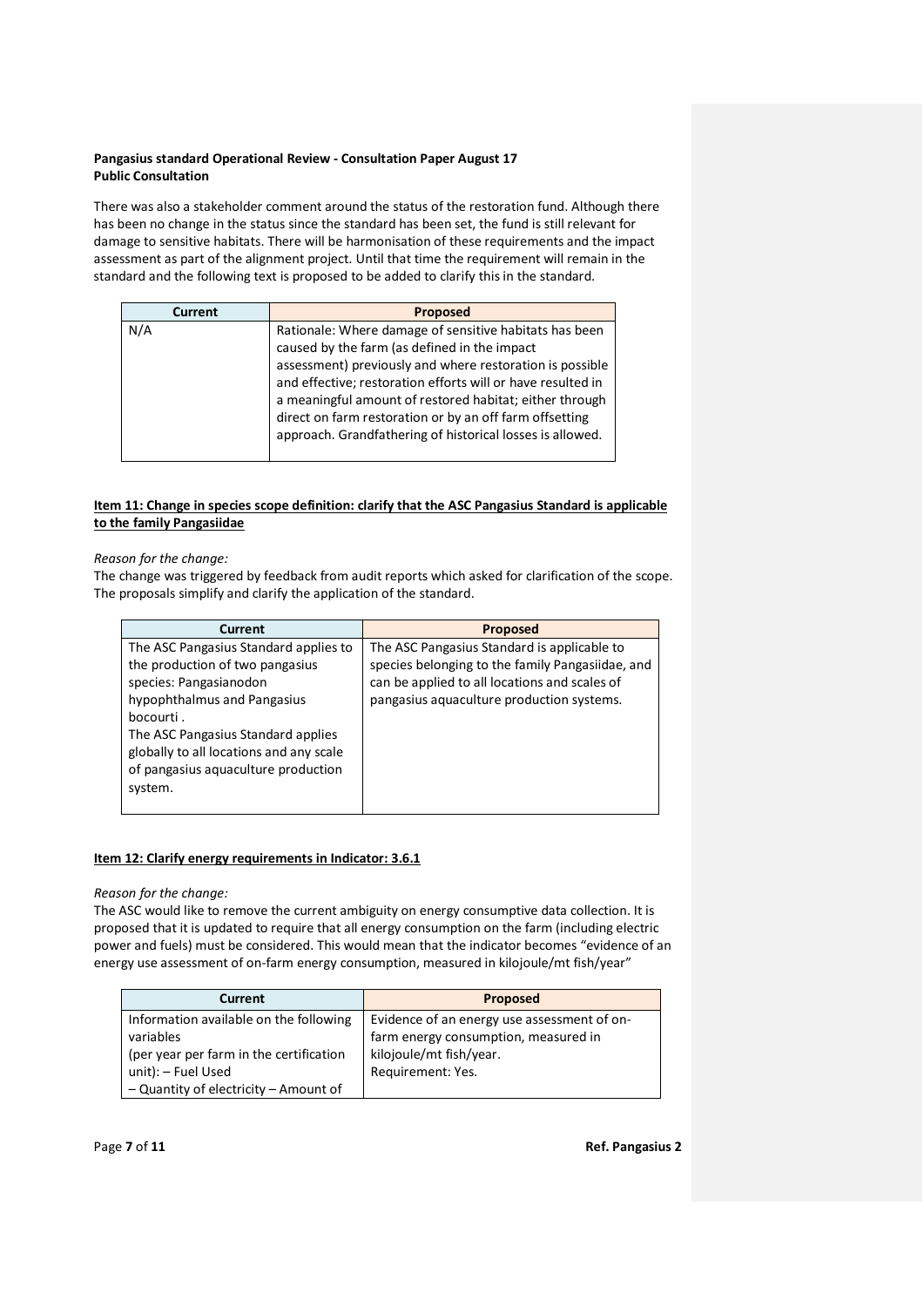**Pangasius standard Operational Review - Consultation Paper August 17**
**Public Consultation**

There was also a stakeholder comment around the status of the restoration fund. Although there has been no change in the status since the standard has been set, the fund is still relevant for damage to sensitive habitats. There will be harmonisation of these requirements and the impact assessment as part of the alignment project. Until that time the requirement will remain in the standard and the following text is proposed to be added to clarify this in the standard.

| Current | Proposed |
|---|---|
| N/A | Rationale: Where damage of sensitive habitats has been caused by the farm (as defined in the impact assessment) previously and where restoration is possible and effective; restoration efforts will or have resulted in a meaningful amount of restored habitat; either through direct on farm restoration or by an off farm offsetting approach. Grandfathering of historical losses is allowed. |

**Item 11: Change in species scope definition: clarify that the ASC Pangasius Standard is applicable to the family Pangasiidae**

*Reason for the change:*
The change was triggered by feedback from audit reports which asked for clarification of the scope. The proposals simplify and clarify the application of the standard.

| Current | Proposed |
|---|---|
| The ASC Pangasius Standard applies to the production of two pangasius species: Pangasianodon hypophthalmus and Pangasius bocourti . The ASC Pangasius Standard applies globally to all locations and any scale of pangasius aquaculture production system. | The ASC Pangasius Standard is applicable to species belonging to the family Pangasiidae, and can be applied to all locations and scales of pangasius aquaculture production systems. |

**Item 12: Clarify energy requirements in Indicator: 3.6.1**

*Reason for the change:*
The ASC would like to remove the current ambiguity on energy consumptive data collection. It is proposed that it is updated to require that all energy consumption on the farm (including electric power and fuels) must be considered. This would mean that the indicator becomes "evidence of an energy use assessment of on-farm energy consumption, measured in kilojoule/mt fish/year"

| Current | Proposed |
|---|---|
| Information available on the following variables (per year per farm in the certification unit): – Fuel Used – Quantity of electricity – Amount of | Evidence of an energy use assessment of on-farm energy consumption, measured in kilojoule/mt fish/year. Requirement: Yes. |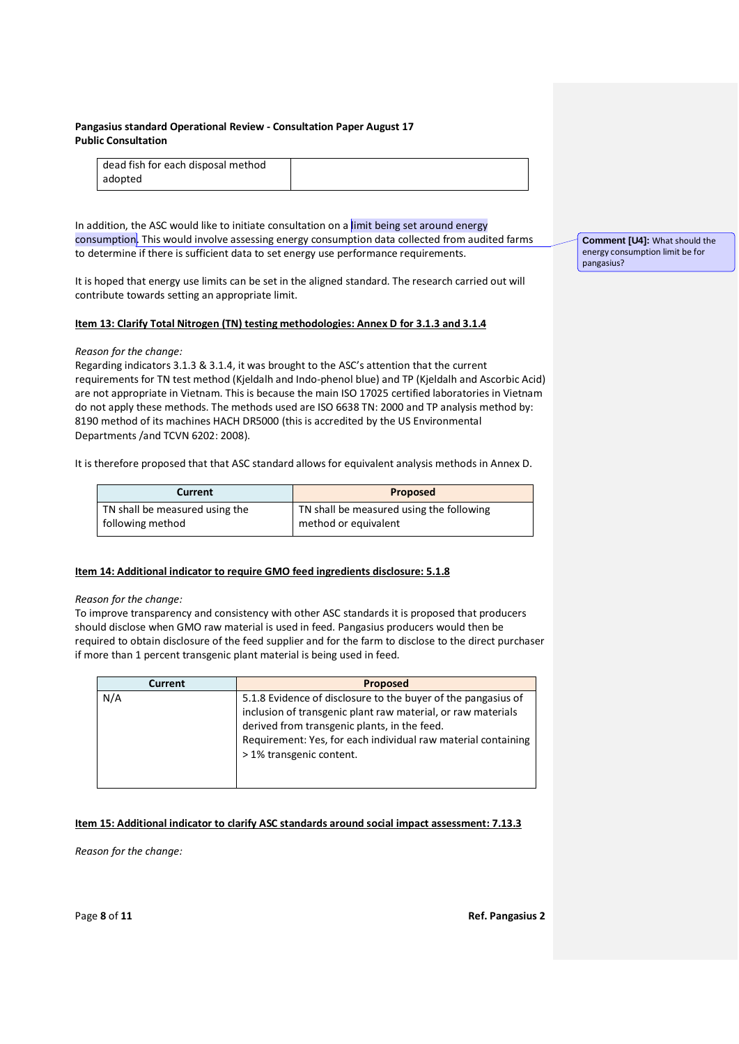| dead fish for each disposal method adopted | |
|---|---|

In addition, the ASC would like to initiate consultation on a limit being set around energy consumption. This would involve assessing energy consumption data collected from audited farms to determine if there is sufficient data to set energy use performance requirements.

**Comment [U4]:** What should the energy consumption limit be for pangasius?

It is hoped that energy use limits can be set in the aligned standard. The research carried out will contribute towards setting an appropriate limit.

**Item 13: Clarify Total Nitrogen (TN) testing methodologies: Annex D for 3.1.3 and 3.1.4**

*Reason for the change:*

Regarding indicators 3.1.3 & 3.1.4, it was brought to the ASC's attention that the current requirements for TN test method (Kjeldalh and Indo-phenol blue) and TP (Kjeldalh and Ascorbic Acid) are not appropriate in Vietnam. This is because the main ISO 17025 certified laboratories in Vietnam do not apply these methods. The methods used are ISO 6638 TN: 2000 and TP analysis method by: 8190 method of its machines HACH DR5000 (this is accredited by the US Environmental Departments /and TCVN 6202: 2008).

It is therefore proposed that that ASC standard allows for equivalent analysis methods in Annex D.

| Current | Proposed |
|---|---|
| TN shall be measured using the following method | TN shall be measured using the following method or equivalent |

**Item 14: Additional indicator to require GMO feed ingredients disclosure: 5.1.8**

*Reason for the change:*

To improve transparency and consistency with other ASC standards it is proposed that producers should disclose when GMO raw material is used in feed. Pangasius producers would then be required to obtain disclosure of the feed supplier and for the farm to disclose to the direct purchaser if more than 1 percent transgenic plant material is being used in feed.

| Current | Proposed |
|---|---|
| N/A | 5.1.8 Evidence of disclosure to the buyer of the pangasius of inclusion of transgenic plant raw material, or raw materials derived from transgenic plants, in the feed.<br>Requirement: Yes, for each individual raw material containing > 1% transgenic content. |

**Item 15: Additional indicator to clarify ASC standards around social impact assessment: 7.13.3**

*Reason for the change:*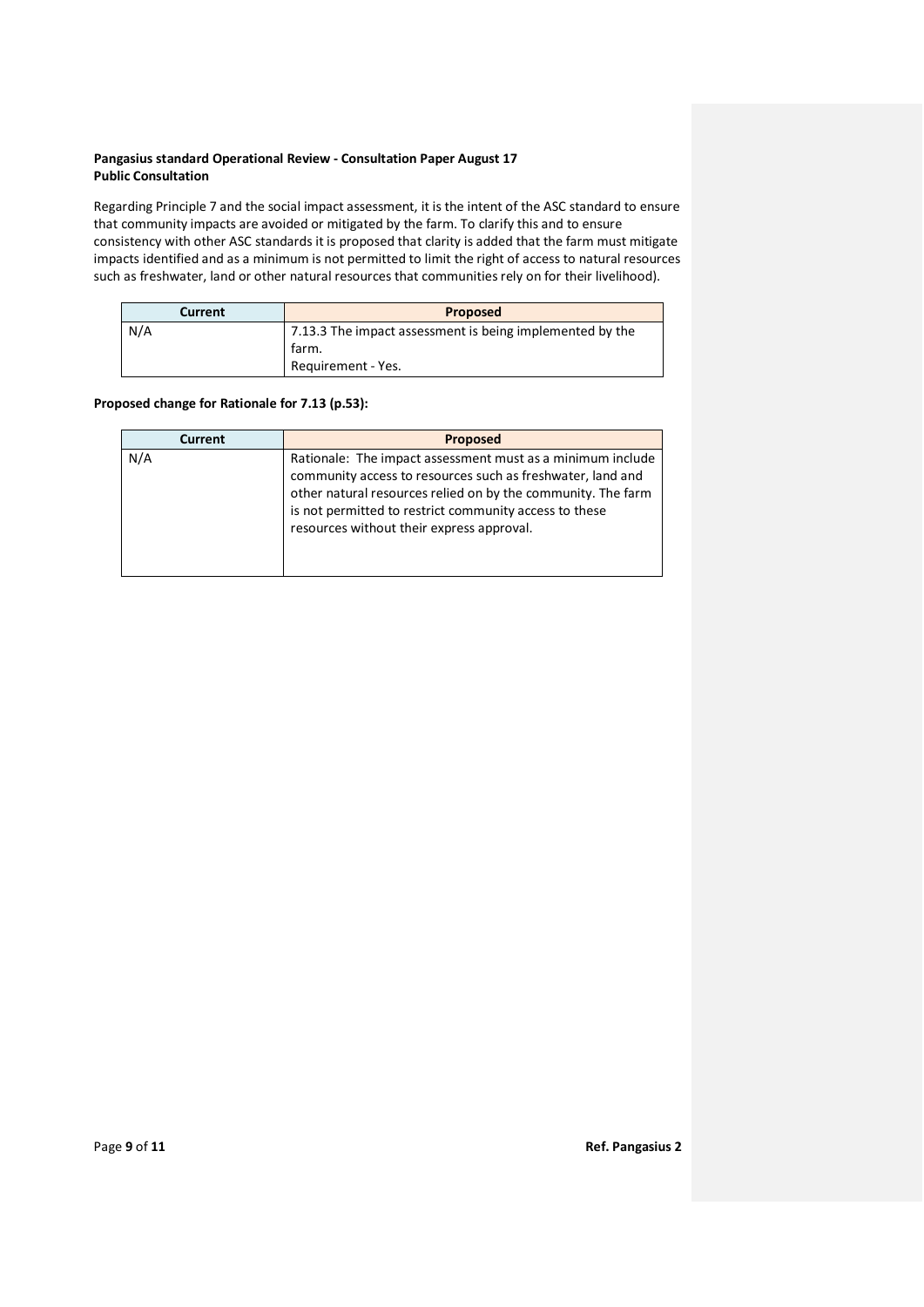**Pangasius standard Operational Review - Consultation Paper August 17**
**Public Consultation**

Regarding Principle 7 and the social impact assessment, it is the intent of the ASC standard to ensure that community impacts are avoided or mitigated by the farm. To clarify this and to ensure consistency with other ASC standards it is proposed that clarity is added that the farm must mitigate impacts identified and as a minimum is not permitted to limit the right of access to natural resources such as freshwater, land or other natural resources that communities rely on for their livelihood).

| Current | Proposed |
| --- | --- |
| N/A | 7.13.3 The impact assessment is being implemented by the farm.<br>Requirement - Yes. |

**Proposed change for Rationale for 7.13 (p.53):**

| Current | Proposed |
| --- | --- |
| N/A | Rationale: The impact assessment must as a minimum include community access to resources such as freshwater, land and other natural resources relied on by the community. The farm is not permitted to restrict community access to these resources without their express approval. |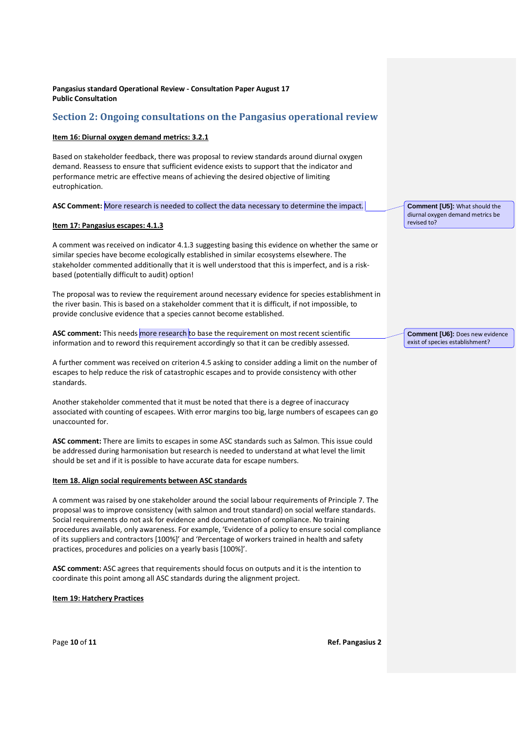**Pangasius standard Operational Review - Consultation Paper August 17**
**Public Consultation**

## Section 2: Ongoing consultations on the Pangasius operational review

**Item 16: Diurnal oxygen demand metrics: 3.2.1**

Based on stakeholder feedback, there was proposal to review standards around diurnal oxygen demand. Reassess to ensure that sufficient evidence exists to support that the indicator and performance metric are effective means of achieving the desired objective of limiting eutrophication.

**ASC Comment:** More research is needed to collect the data necessary to determine the impact.

> **Comment [U5]:** What should the diurnal oxygen demand metrics be revised to?

**Item 17: Pangasius escapes: 4.1.3**

A comment was received on indicator 4.1.3 suggesting basing this evidence on whether the same or similar species have become ecologically established in similar ecosystems elsewhere. The stakeholder commented additionally that it is well understood that this is imperfect, and is a risk-based (potentially difficult to audit) option!

The proposal was to review the requirement around necessary evidence for species establishment in the river basin. This is based on a stakeholder comment that it is difficult, if not impossible, to provide conclusive evidence that a species cannot become established.

**ASC comment:** This needs more research to base the requirement on most recent scientific information and to reword this requirement accordingly so that it can be credibly assessed.

> **Comment [U6]:** Does new evidence exist of species establishment?

A further comment was received on criterion 4.5 asking to consider adding a limit on the number of escapes to help reduce the risk of catastrophic escapes and to provide consistency with other standards.

Another stakeholder commented that it must be noted that there is a degree of inaccuracy associated with counting of escapees. With error margins too big, large numbers of escapees can go unaccounted for.

**ASC comment:** There are limits to escapes in some ASC standards such as Salmon. This issue could be addressed during harmonisation but research is needed to understand at what level the limit should be set and if it is possible to have accurate data for escape numbers.

**Item 18. Align social requirements between ASC standards**

A comment was raised by one stakeholder around the social labour requirements of Principle 7. The proposal was to improve consistency (with salmon and trout standard) on social welfare standards. Social requirements do not ask for evidence and documentation of compliance. No training procedures available, only awareness. For example, 'Evidence of a policy to ensure social compliance of its suppliers and contractors [100%]' and 'Percentage of workers trained in health and safety practices, procedures and policies on a yearly basis [100%]'.

**ASC comment:** ASC agrees that requirements should focus on outputs and it is the intention to coordinate this point among all ASC standards during the alignment project.

**Item 19: Hatchery Practices**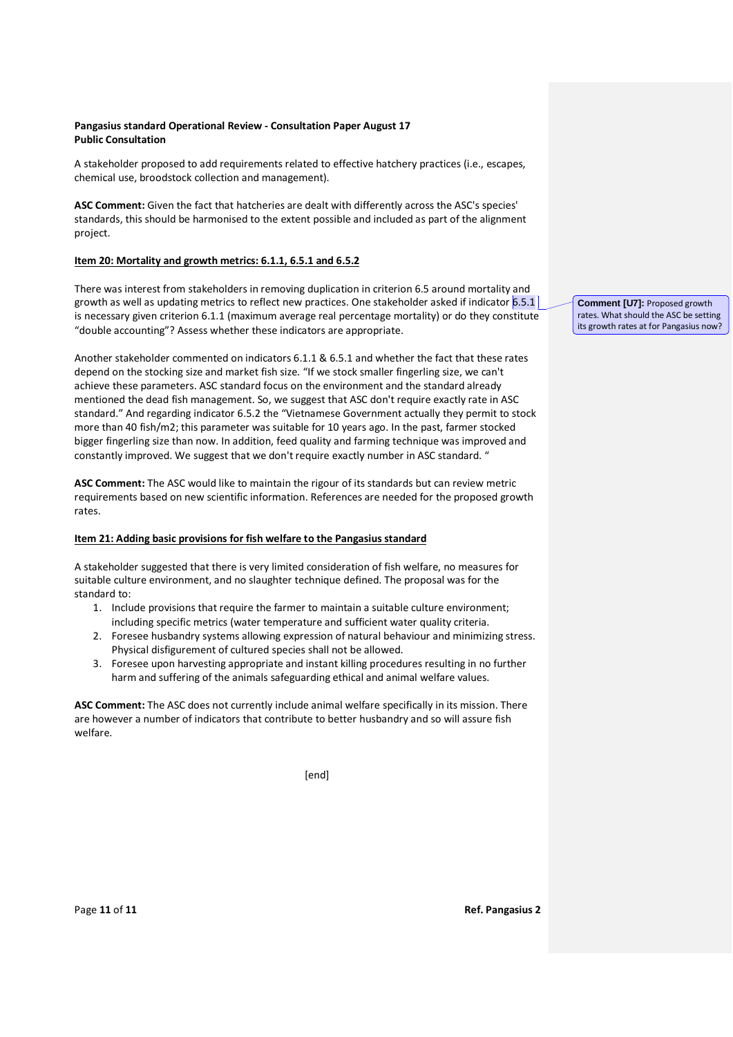A stakeholder proposed to add requirements related to effective hatchery practices (i.e., escapes, chemical use, broodstock collection and management).

**ASC Comment:** Given the fact that hatcheries are dealt with differently across the ASC's species' standards, this should be harmonised to the extent possible and included as part of the alignment project.

**Item 20: Mortality and growth metrics: 6.1.1, 6.5.1 and 6.5.2**

There was interest from stakeholders in removing duplication in criterion 6.5 around mortality and growth as well as updating metrics to reflect new practices. One stakeholder asked if indicator 6.5.1 is necessary given criterion 6.1.1 (maximum average real percentage mortality) or do they constitute "double accounting"? Assess whether these indicators are appropriate.

> **Comment [U7]:** Proposed growth rates. What should the ASC be setting its growth rates at for Pangasius now?

Another stakeholder commented on indicators 6.1.1 & 6.5.1 and whether the fact that these rates depend on the stocking size and market fish size. "If we stock smaller fingerling size, we can't achieve these parameters. ASC standard focus on the environment and the standard already mentioned the dead fish management. So, we suggest that ASC don't require exactly rate in ASC standard." And regarding indicator 6.5.2 the "Vietnamese Government actually they permit to stock more than 40 fish/m2; this parameter was suitable for 10 years ago. In the past, farmer stocked bigger fingerling size than now. In addition, feed quality and farming technique was improved and constantly improved. We suggest that we don't require exactly number in ASC standard. "

**ASC Comment:** The ASC would like to maintain the rigour of its standards but can review metric requirements based on new scientific information. References are needed for the proposed growth rates.

**Item 21: Adding basic provisions for fish welfare to the Pangasius standard**

A stakeholder suggested that there is very limited consideration of fish welfare, no measures for suitable culture environment, and no slaughter technique defined. The proposal was for the standard to:

1. Include provisions that require the farmer to maintain a suitable culture environment; including specific metrics (water temperature and sufficient water quality criteria.
2. Foresee husbandry systems allowing expression of natural behaviour and minimizing stress. Physical disfigurement of cultured species shall not be allowed.
3. Foresee upon harvesting appropriate and instant killing procedures resulting in no further harm and suffering of the animals safeguarding ethical and animal welfare values.

**ASC Comment:** The ASC does not currently include animal welfare specifically in its mission. There are however a number of indicators that contribute to better husbandry and so will assure fish welfare.

[end]